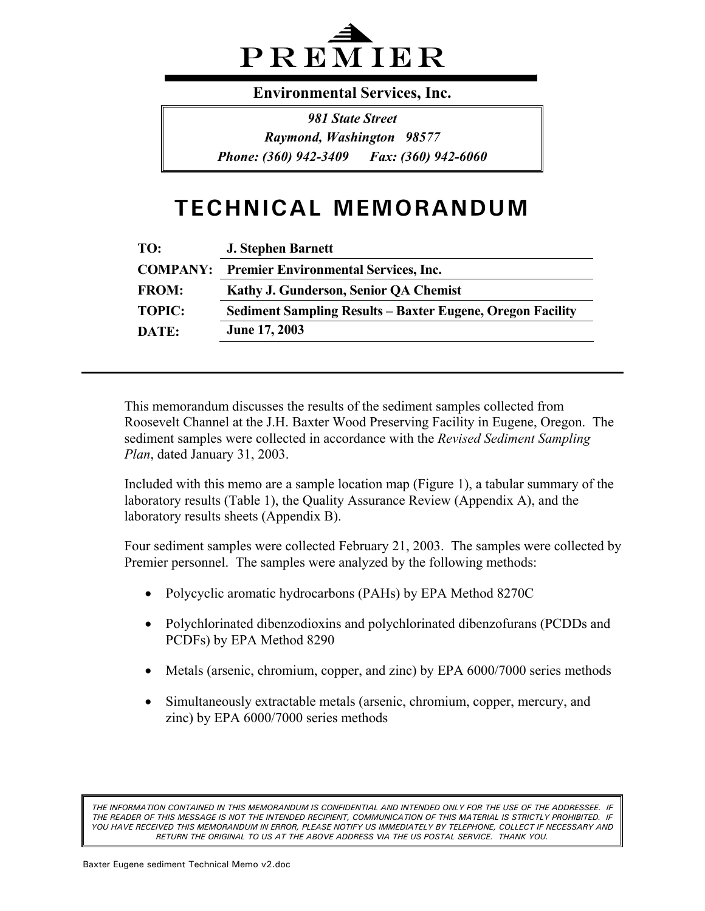# PREMIER

**Environmental Services, Inc.**

*981 State Street*
*Raymond, Washington 98577*
*Phone: (360) 942-3409 Fax: (360) 942-6060*

# TECHNICAL MEMORANDUM

| | |
|---|---|
| **TO:** | **J. Stephen Barnett** |
| **COMPANY:** | **Premier Environmental Services, Inc.** |
| **FROM:** | **Kathy J. Gunderson, Senior QA Chemist** |
| **TOPIC:** | **Sediment Sampling Results – Baxter Eugene, Oregon Facility** |
| **DATE:** | **June 17, 2003** |

This memorandum discusses the results of the sediment samples collected from Roosevelt Channel at the J.H. Baxter Wood Preserving Facility in Eugene, Oregon. The sediment samples were collected in accordance with the *Revised Sediment Sampling Plan*, dated January 31, 2003.

Included with this memo are a sample location map (Figure 1), a tabular summary of the laboratory results (Table 1), the Quality Assurance Review (Appendix A), and the laboratory results sheets (Appendix B).

Four sediment samples were collected February 21, 2003. The samples were collected by Premier personnel. The samples were analyzed by the following methods:

- Polycyclic aromatic hydrocarbons (PAHs) by EPA Method 8270C
- Polychlorinated dibenzodioxins and polychlorinated dibenzofurans (PCDDs and PCDFs) by EPA Method 8290
- Metals (arsenic, chromium, copper, and zinc) by EPA 6000/7000 series methods
- Simultaneously extractable metals (arsenic, chromium, copper, mercury, and zinc) by EPA 6000/7000 series methods

*THE INFORMATION CONTAINED IN THIS MEMORANDUM IS CONFIDENTIAL AND INTENDED ONLY FOR THE USE OF THE ADDRESSEE. IF THE READER OF THIS MESSAGE IS NOT THE INTENDED RECIPIENT, COMMUNICATION OF THIS MATERIAL IS STRICTLY PROHIBITED. IF YOU HAVE RECEIVED THIS MEMORANDUM IN ERROR, PLEASE NOTIFY US IMMEDIATELY BY TELEPHONE, COLLECT IF NECESSARY AND RETURN THE ORIGINAL TO US AT THE ABOVE ADDRESS VIA THE US POSTAL SERVICE. THANK YOU.*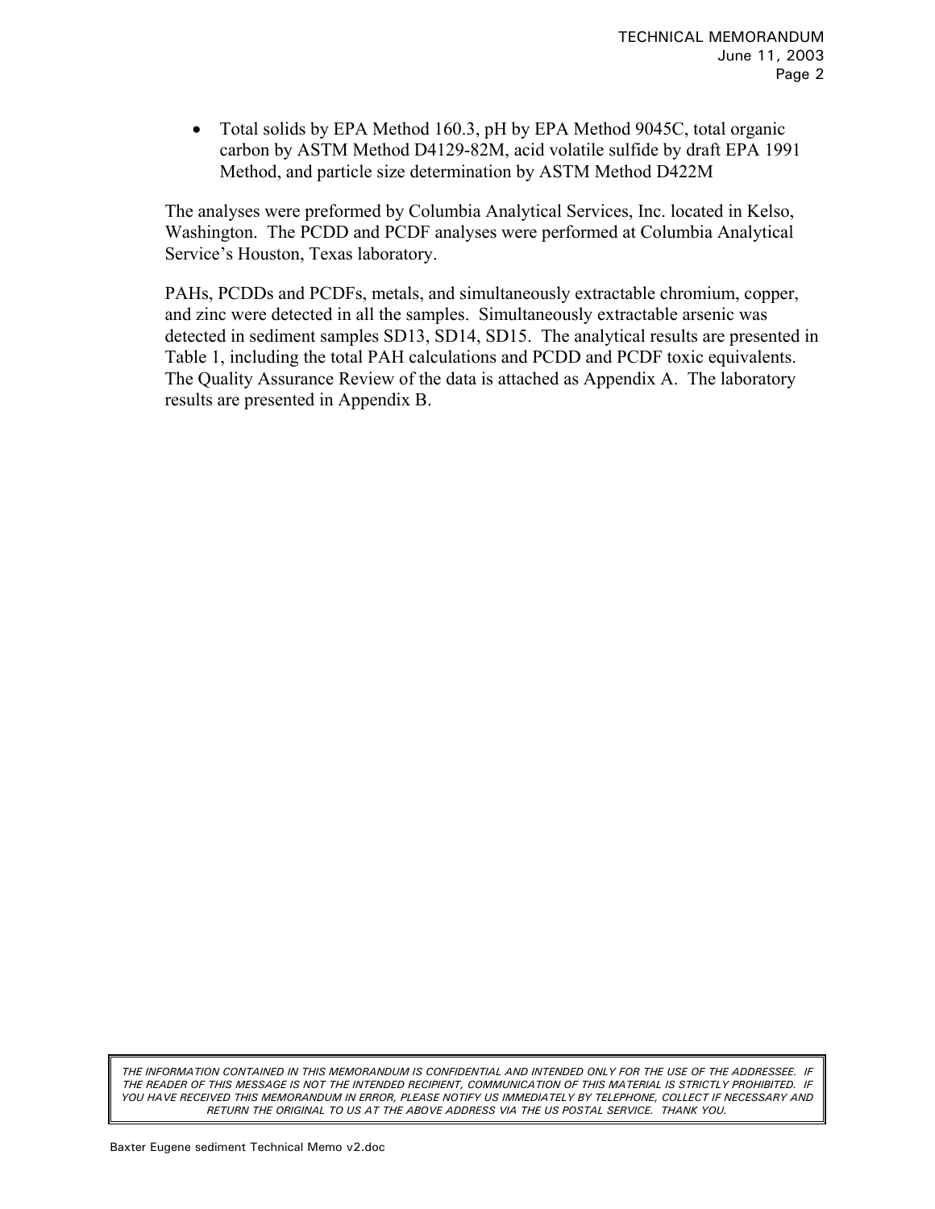- Total solids by EPA Method 160.3, pH by EPA Method 9045C, total organic carbon by ASTM Method D4129-82M, acid volatile sulfide by draft EPA 1991 Method, and particle size determination by ASTM Method D422M

The analyses were preformed by Columbia Analytical Services, Inc. located in Kelso, Washington. The PCDD and PCDF analyses were performed at Columbia Analytical Service's Houston, Texas laboratory.

PAHs, PCDDs and PCDFs, metals, and simultaneously extractable chromium, copper, and zinc were detected in all the samples. Simultaneously extractable arsenic was detected in sediment samples SD13, SD14, SD15. The analytical results are presented in Table 1, including the total PAH calculations and PCDD and PCDF toxic equivalents. The Quality Assurance Review of the data is attached as Appendix A. The laboratory results are presented in Appendix B.

*THE INFORMATION CONTAINED IN THIS MEMORANDUM IS CONFIDENTIAL AND INTENDED ONLY FOR THE USE OF THE ADDRESSEE. IF THE READER OF THIS MESSAGE IS NOT THE INTENDED RECIPIENT, COMMUNICATION OF THIS MATERIAL IS STRICTLY PROHIBITED. IF YOU HAVE RECEIVED THIS MEMORANDUM IN ERROR, PLEASE NOTIFY US IMMEDIATELY BY TELEPHONE, COLLECT IF NECESSARY AND RETURN THE ORIGINAL TO US AT THE ABOVE ADDRESS VIA THE US POSTAL SERVICE. THANK YOU.*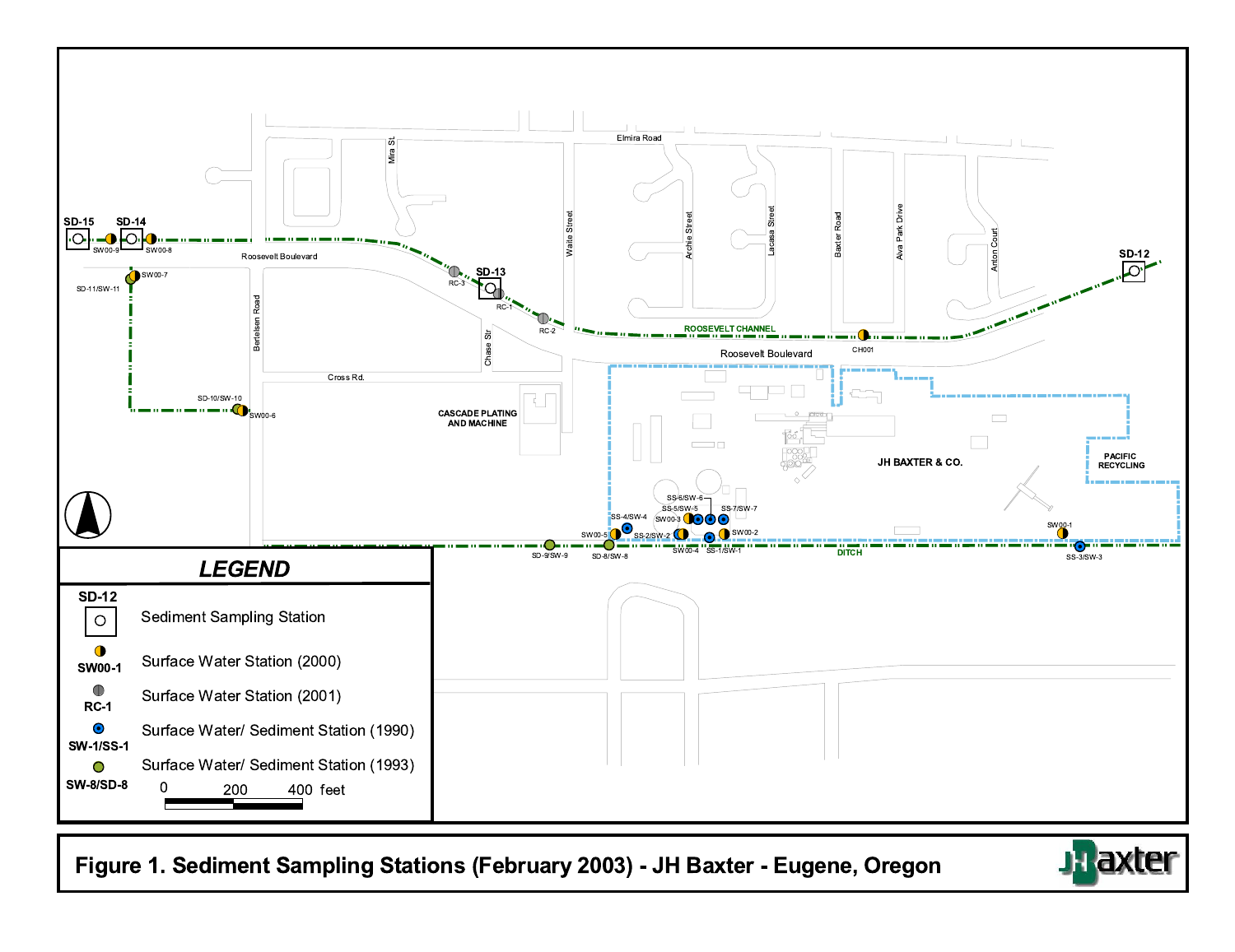Elmira Road

Mira St.

Waite Street

Archie Street

Lacasa Street

Baxter Road

Alva Park Drive

Anton Court

SD-15 SD-14

SW00-9 SW00-8

SD-12

Roosevelt Boulevard

SW00-7

SD-11/SW-11

RC-3

SD-13

RC-1

RC-2

ROOSEVELT CHANNEL

CH001

Bertelsen Road

Chase Str

Roosevelt Boulevard

Cross Rd.

SD-10/SW-10

SW00-6

CASCADE PLATING AND MACHINE

JH BAXTER & CO.

PACIFIC RECYCLING

SS-6/SW-6

SS-5/SW-5

SS-7/SW-7

SS-4/SW-4

SW00-3

SW00-5

SS-2/SW-2

SW00-2

SW00-4

SS-1/SW-1

SW00-1

SD-9/SW-9

SD-8/SW-8

DITCH

SS-3/SW-3

## LEGEND

| Symbol | Description |
|---|---|
| SD-12 | Sediment Sampling Station |
| SW00-1 | Surface Water Station (2000) |
| RC-1 | Surface Water Station (2001) |
| SW-1/SS-1 | Surface Water/ Sediment Station (1990) |
| SW-8/SD-8 | Surface Water/ Sediment Station (1993) |

0 200 400 feet

**Figure 1. Sediment Sampling Stations (February 2003) - JH Baxter - Eugene, Oregon**

JH Baxter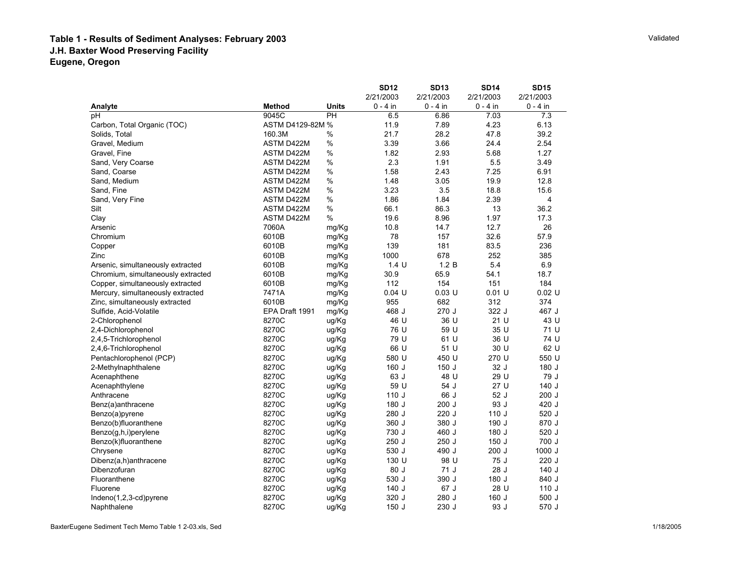# Table 1 - Results of Sediment Analyses: February 2003
## J.H. Baxter Wood Preserving Facility
## Eugene, Oregon

Validated

| Analyte | Method | Units | SD12<br>2/21/2003<br>0 - 4 in | SD13<br>2/21/2003<br>0 - 4 in | SD14<br>2/21/2003<br>0 - 4 in | SD15<br>2/21/2003<br>0 - 4 in |
|---|---|---|---|---|---|---|
| pH | 9045C | PH | 6.5 | 6.86 | 7.03 | 7.3 |
| Carbon, Total Organic (TOC) | ASTM D4129-82M | % | 11.9 | 7.89 | 4.23 | 6.13 |
| Solids, Total | 160.3M | % | 21.7 | 28.2 | 47.8 | 39.2 |
| Gravel, Medium | ASTM D422M | % | 3.39 | 3.66 | 24.4 | 2.54 |
| Gravel, Fine | ASTM D422M | % | 1.82 | 2.93 | 5.68 | 1.27 |
| Sand, Very Coarse | ASTM D422M | % | 2.3 | 1.91 | 5.5 | 3.49 |
| Sand, Coarse | ASTM D422M | % | 1.58 | 2.43 | 7.25 | 6.91 |
| Sand, Medium | ASTM D422M | % | 1.48 | 3.05 | 19.9 | 12.8 |
| Sand, Fine | ASTM D422M | % | 3.23 | 3.5 | 18.8 | 15.6 |
| Sand, Very Fine | ASTM D422M | % | 1.86 | 1.84 | 2.39 | 4 |
| Silt | ASTM D422M | % | 66.1 | 86.3 | 13 | 36.2 |
| Clay | ASTM D422M | % | 19.6 | 8.96 | 1.97 | 17.3 |
| Arsenic | 7060A | mg/Kg | 10.8 | 14.7 | 12.7 | 26 |
| Chromium | 6010B | mg/Kg | 78 | 157 | 32.6 | 57.9 |
| Copper | 6010B | mg/Kg | 139 | 181 | 83.5 | 236 |
| Zinc | 6010B | mg/Kg | 1000 | 678 | 252 | 385 |
| Arsenic, simultaneously extracted | 6010B | mg/Kg | 1.4 U | 1.2 B | 5.4 | 6.9 |
| Chromium, simultaneously extracted | 6010B | mg/Kg | 30.9 | 65.9 | 54.1 | 18.7 |
| Copper, simultaneously extracted | 6010B | mg/Kg | 112 | 154 | 151 | 184 |
| Mercury, simultaneously extracted | 7471A | mg/Kg | 0.04 U | 0.03 U | 0.01 U | 0.02 U |
| Zinc, simultaneously extracted | 6010B | mg/Kg | 955 | 682 | 312 | 374 |
| Sulfide, Acid-Volatile | EPA Draft 1991 | mg/Kg | 468 J | 270 J | 322 J | 467 J |
| 2-Chlorophenol | 8270C | ug/Kg | 46 U | 36 U | 21 U | 43 U |
| 2,4-Dichlorophenol | 8270C | ug/Kg | 76 U | 59 U | 35 U | 71 U |
| 2,4,5-Trichlorophenol | 8270C | ug/Kg | 79 U | 61 U | 36 U | 74 U |
| 2,4,6-Trichlorophenol | 8270C | ug/Kg | 66 U | 51 U | 30 U | 62 U |
| Pentachlorophenol (PCP) | 8270C | ug/Kg | 580 U | 450 U | 270 U | 550 U |
| 2-Methylnaphthalene | 8270C | ug/Kg | 160 J | 150 J | 32 J | 180 J |
| Acenaphthene | 8270C | ug/Kg | 63 J | 48 U | 29 U | 79 J |
| Acenaphthylene | 8270C | ug/Kg | 59 U | 54 J | 27 U | 140 J |
| Anthracene | 8270C | ug/Kg | 110 J | 66 J | 52 J | 200 J |
| Benz(a)anthracene | 8270C | ug/Kg | 180 J | 200 J | 93 J | 420 J |
| Benzo(a)pyrene | 8270C | ug/Kg | 280 J | 220 J | 110 J | 520 J |
| Benzo(b)fluoranthene | 8270C | ug/Kg | 360 J | 380 J | 190 J | 870 J |
| Benzo(g,h,i)perylene | 8270C | ug/Kg | 730 J | 460 J | 180 J | 520 J |
| Benzo(k)fluoranthene | 8270C | ug/Kg | 250 J | 250 J | 150 J | 700 J |
| Chrysene | 8270C | ug/Kg | 530 J | 490 J | 200 J | 1000 J |
| Dibenz(a,h)anthracene | 8270C | ug/Kg | 130 U | 98 U | 75 J | 220 J |
| Dibenzofuran | 8270C | ug/Kg | 80 J | 71 J | 28 J | 140 J |
| Fluoranthene | 8270C | ug/Kg | 530 J | 390 J | 180 J | 840 J |
| Fluorene | 8270C | ug/Kg | 140 J | 67 J | 28 U | 110 J |
| Indeno(1,2,3-cd)pyrene | 8270C | ug/Kg | 320 J | 280 J | 160 J | 500 J |
| Naphthalene | 8270C | ug/Kg | 150 J | 230 J | 93 J | 570 J |

BaxterEugene Sediment Tech Memo Table 1 2-03.xls, Sed

1/18/2005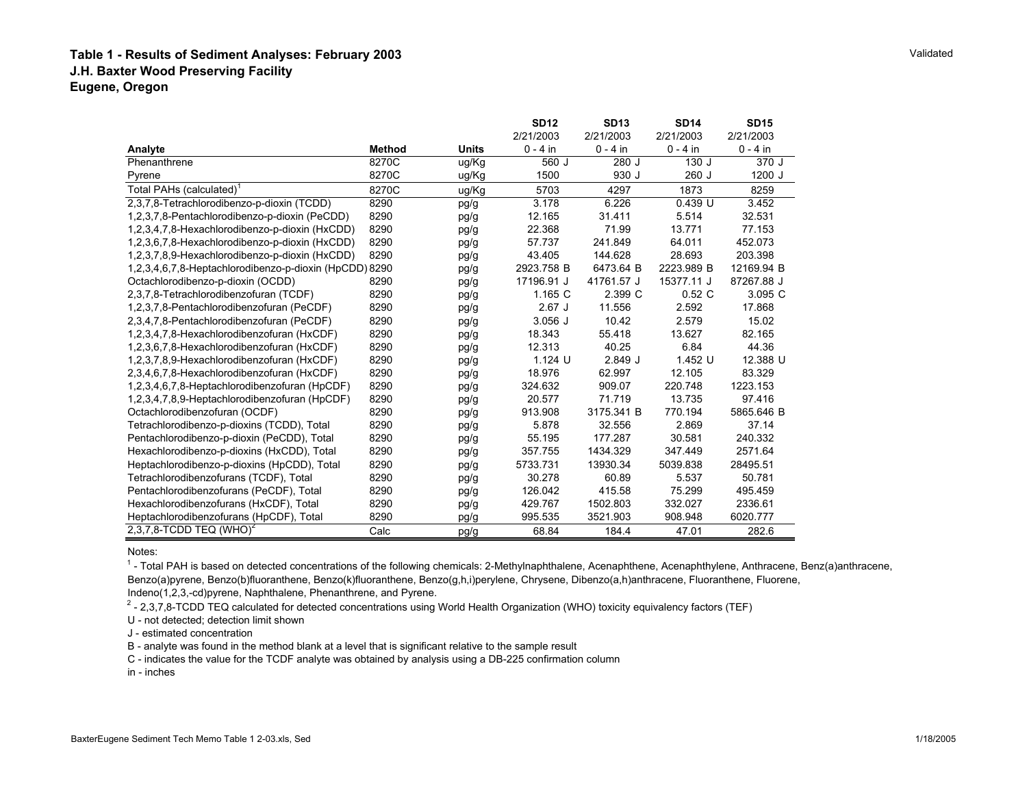Validated

**Table 1 - Results of Sediment Analyses: February 2003**
**J.H. Baxter Wood Preserving Facility**
**Eugene, Oregon**

| Analyte | Method | Units | SD12 2/21/2003 0 - 4 in | SD13 2/21/2003 0 - 4 in | SD14 2/21/2003 0 - 4 in | SD15 2/21/2003 0 - 4 in |
|---|---|---|---|---|---|---|
| Phenanthrene | 8270C | ug/Kg | 560 J | 280 J | 130 J | 370 J |
| Pyrene | 8270C | ug/Kg | 1500 | 930 J | 260 J | 1200 J |
| Total PAHs (calculated)[1] | 8270C | ug/Kg | 5703 | 4297 | 1873 | 8259 |
| 2,3,7,8-Tetrachlorodibenzo-p-dioxin (TCDD) | 8290 | pg/g | 3.178 | 6.226 | 0.439 U | 3.452 |
| 1,2,3,7,8-Pentachlorodibenzo-p-dioxin (PeCDD) | 8290 | pg/g | 12.165 | 31.411 | 5.514 | 32.531 |
| 1,2,3,4,7,8-Hexachlorodibenzo-p-dioxin (HxCDD) | 8290 | pg/g | 22.368 | 71.99 | 13.771 | 77.153 |
| 1,2,3,6,7,8-Hexachlorodibenzo-p-dioxin (HxCDD) | 8290 | pg/g | 57.737 | 241.849 | 64.011 | 452.073 |
| 1,2,3,7,8,9-Hexachlorodibenzo-p-dioxin (HxCDD) | 8290 | pg/g | 43.405 | 144.628 | 28.693 | 203.398 |
| 1,2,3,4,6,7,8-Heptachlorodibenzo-p-dioxin (HpCDD) | 8290 | pg/g | 2923.758 B | 6473.64 B | 2223.989 B | 12169.94 B |
| Octachlorodibenzo-p-dioxin (OCDD) | 8290 | pg/g | 17196.91 J | 41761.57 J | 15377.11 J | 87267.88 J |
| 2,3,7,8-Tetrachlorodibenzofuran (TCDF) | 8290 | pg/g | 1.165 C | 2.399 C | 0.52 C | 3.095 C |
| 1,2,3,7,8-Pentachlorodibenzofuran (PeCDF) | 8290 | pg/g | 2.67 J | 11.556 | 2.592 | 17.868 |
| 2,3,4,7,8-Pentachlorodibenzofuran (PeCDF) | 8290 | pg/g | 3.056 J | 10.42 | 2.579 | 15.02 |
| 1,2,3,4,7,8-Hexachlorodibenzofuran (HxCDF) | 8290 | pg/g | 18.343 | 55.418 | 13.627 | 82.165 |
| 1,2,3,6,7,8-Hexachlorodibenzofuran (HxCDF) | 8290 | pg/g | 12.313 | 40.25 | 6.84 | 44.36 |
| 1,2,3,7,8,9-Hexachlorodibenzofuran (HxCDF) | 8290 | pg/g | 1.124 U | 2.849 J | 1.452 U | 12.388 U |
| 2,3,4,6,7,8-Hexachlorodibenzofuran (HxCDF) | 8290 | pg/g | 18.976 | 62.997 | 12.105 | 83.329 |
| 1,2,3,4,6,7,8-Heptachlorodibenzofuran (HpCDF) | 8290 | pg/g | 324.632 | 909.07 | 220.748 | 1223.153 |
| 1,2,3,4,7,8,9-Heptachlorodibenzofuran (HpCDF) | 8290 | pg/g | 20.577 | 71.719 | 13.735 | 97.416 |
| Octachlorodibenzofuran (OCDF) | 8290 | pg/g | 913.908 | 3175.341 B | 770.194 | 5865.646 B |
| Tetrachlorodibenzo-p-dioxins (TCDD), Total | 8290 | pg/g | 5.878 | 32.556 | 2.869 | 37.14 |
| Pentachlorodibenzo-p-dioxin (PeCDD), Total | 8290 | pg/g | 55.195 | 177.287 | 30.581 | 240.332 |
| Hexachlorodibenzo-p-dioxins (HxCDD), Total | 8290 | pg/g | 357.755 | 1434.329 | 347.449 | 2571.64 |
| Heptachlorodibenzo-p-dioxins (HpCDD), Total | 8290 | pg/g | 5733.731 | 13930.34 | 5039.838 | 28495.51 |
| Tetrachlorodibenzofurans (TCDF), Total | 8290 | pg/g | 30.278 | 60.89 | 5.537 | 50.781 |
| Pentachlorodibenzofurans (PeCDF), Total | 8290 | pg/g | 126.042 | 415.58 | 75.299 | 495.459 |
| Hexachlorodibenzofurans (HxCDF), Total | 8290 | pg/g | 429.767 | 1502.803 | 332.027 | 2336.61 |
| Heptachlorodibenzofurans (HpCDF), Total | 8290 | pg/g | 995.535 | 3521.903 | 908.948 | 6020.777 |
| 2,3,7,8-TCDD TEQ (WHO)[2] | Calc | pg/g | 68.84 | 184.4 | 47.01 | 282.6 |

Notes:

[1] - Total PAH is based on detected concentrations of the following chemicals: 2-Methylnaphthalene, Acenaphthene, Acenaphthylene, Anthracene, Benz(a)anthracene, Benzo(a)pyrene, Benzo(b)fluoranthene, Benzo(k)fluoranthene, Benzo(g,h,i)perylene, Chrysene, Dibenzo(a,h)anthracene, Fluoranthene, Fluorene, Indeno(1,2,3,-cd)pyrene, Naphthalene, Phenanthrene, and Pyrene.

[2] - 2,3,7,8-TCDD TEQ calculated for detected concentrations using World Health Organization (WHO) toxicity equivalency factors (TEF)

U - not detected; detection limit shown

J - estimated concentration

B - analyte was found in the method blank at a level that is significant relative to the sample result

C - indicates the value for the TCDF analyte was obtained by analysis using a DB-225 confirmation column

in - inches

BaxterEugene Sediment Tech Memo Table 1 2-03.xls, Sed

1/18/2005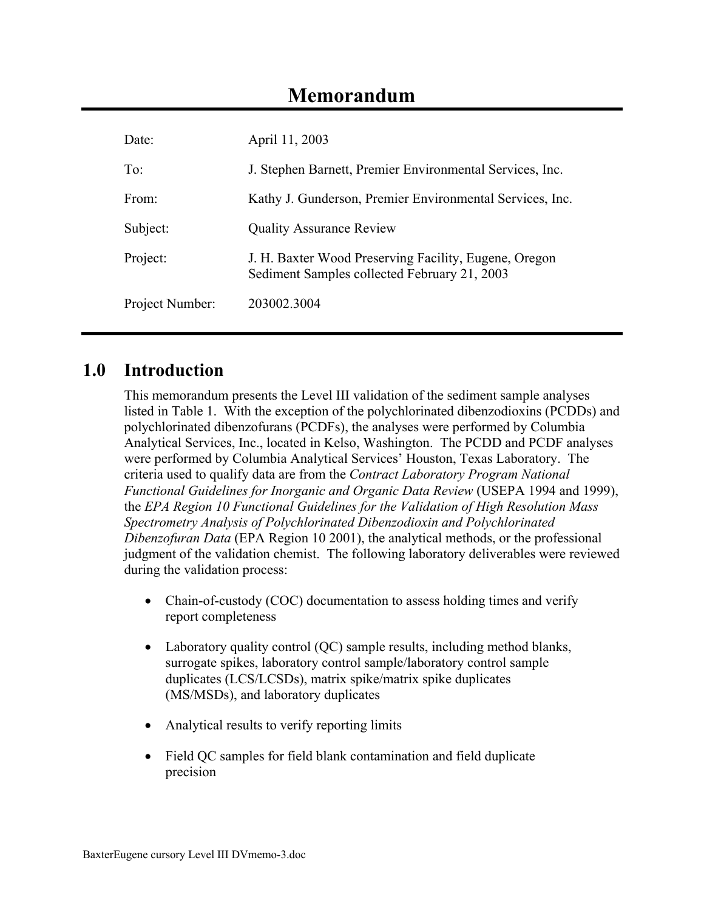# Memorandum

Date: April 11, 2003

To: J. Stephen Barnett, Premier Environmental Services, Inc.

From: Kathy J. Gunderson, Premier Environmental Services, Inc.

Subject: Quality Assurance Review

Project: J. H. Baxter Wood Preserving Facility, Eugene, Oregon
Sediment Samples collected February 21, 2003

Project Number: 203002.3004

## 1.0 Introduction

This memorandum presents the Level III validation of the sediment sample analyses listed in Table 1. With the exception of the polychlorinated dibenzodioxins (PCDDs) and polychlorinated dibenzofurans (PCDFs), the analyses were performed by Columbia Analytical Services, Inc., located in Kelso, Washington. The PCDD and PCDF analyses were performed by Columbia Analytical Services' Houston, Texas Laboratory. The criteria used to qualify data are from the *Contract Laboratory Program National Functional Guidelines for Inorganic and Organic Data Review* (USEPA 1994 and 1999), the *EPA Region 10 Functional Guidelines for the Validation of High Resolution Mass Spectrometry Analysis of Polychlorinated Dibenzodioxin and Polychlorinated Dibenzofuran Data* (EPA Region 10 2001), the analytical methods, or the professional judgment of the validation chemist. The following laboratory deliverables were reviewed during the validation process:

- Chain-of-custody (COC) documentation to assess holding times and verify report completeness
- Laboratory quality control (QC) sample results, including method blanks, surrogate spikes, laboratory control sample/laboratory control sample duplicates (LCS/LCSDs), matrix spike/matrix spike duplicates (MS/MSDs), and laboratory duplicates
- Analytical results to verify reporting limits
- Field QC samples for field blank contamination and field duplicate precision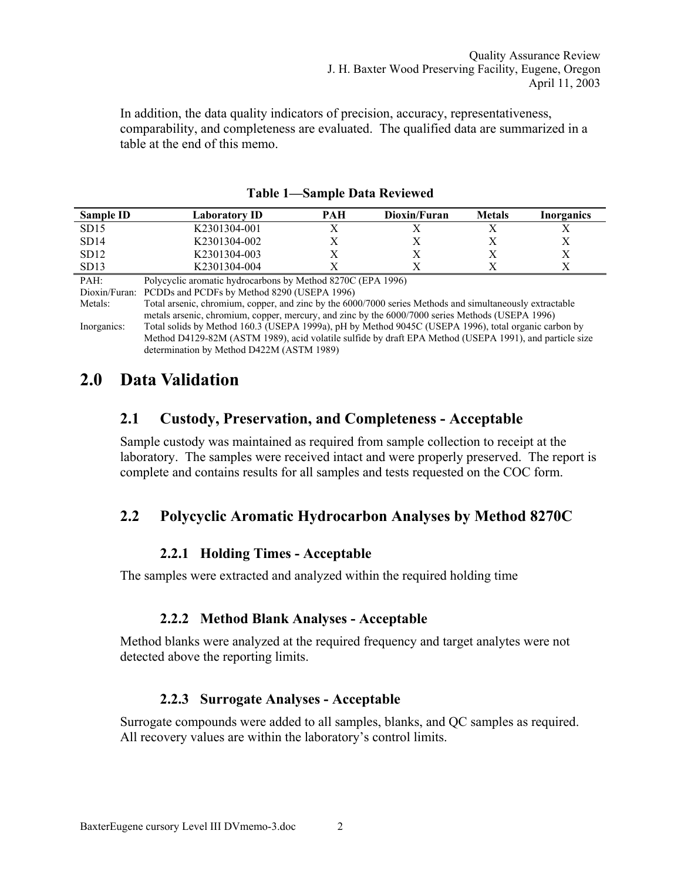In addition, the data quality indicators of precision, accuracy, representativeness, comparability, and completeness are evaluated. The qualified data are summarized in a table at the end of this memo.

**Table 1—Sample Data Reviewed**

| Sample ID | Laboratory ID | PAH | Dioxin/Furan | Metals | Inorganics |
|---|---|---|---|---|---|
| SD15 | K2301304-001 | X | X | X | X |
| SD14 | K2301304-002 | X | X | X | X |
| SD12 | K2301304-003 | X | X | X | X |
| SD13 | K2301304-004 | X | X | X | X |

PAH: Polycyclic aromatic hydrocarbons by Method 8270C (EPA 1996)

Dioxin/Furan: PCDDs and PCDFs by Method 8290 (USEPA 1996)

Metals: Total arsenic, chromium, copper, and zinc by the 6000/7000 series Methods and simultaneously extractable metals arsenic, chromium, copper, mercury, and zinc by the 6000/7000 series Methods (USEPA 1996)

Inorganics: Total solids by Method 160.3 (USEPA 1999a), pH by Method 9045C (USEPA 1996), total organic carbon by Method D4129-82M (ASTM 1989), acid volatile sulfide by draft EPA Method (USEPA 1991), and particle size determination by Method D422M (ASTM 1989)

# 2.0 Data Validation

## 2.1 Custody, Preservation, and Completeness - Acceptable

Sample custody was maintained as required from sample collection to receipt at the laboratory. The samples were received intact and were properly preserved. The report is complete and contains results for all samples and tests requested on the COC form.

## 2.2 Polycyclic Aromatic Hydrocarbon Analyses by Method 8270C

### 2.2.1 Holding Times - Acceptable

The samples were extracted and analyzed within the required holding time

### 2.2.2 Method Blank Analyses - Acceptable

Method blanks were analyzed at the required frequency and target analytes were not detected above the reporting limits.

### 2.2.3 Surrogate Analyses - Acceptable

Surrogate compounds were added to all samples, blanks, and QC samples as required. All recovery values are within the laboratory's control limits.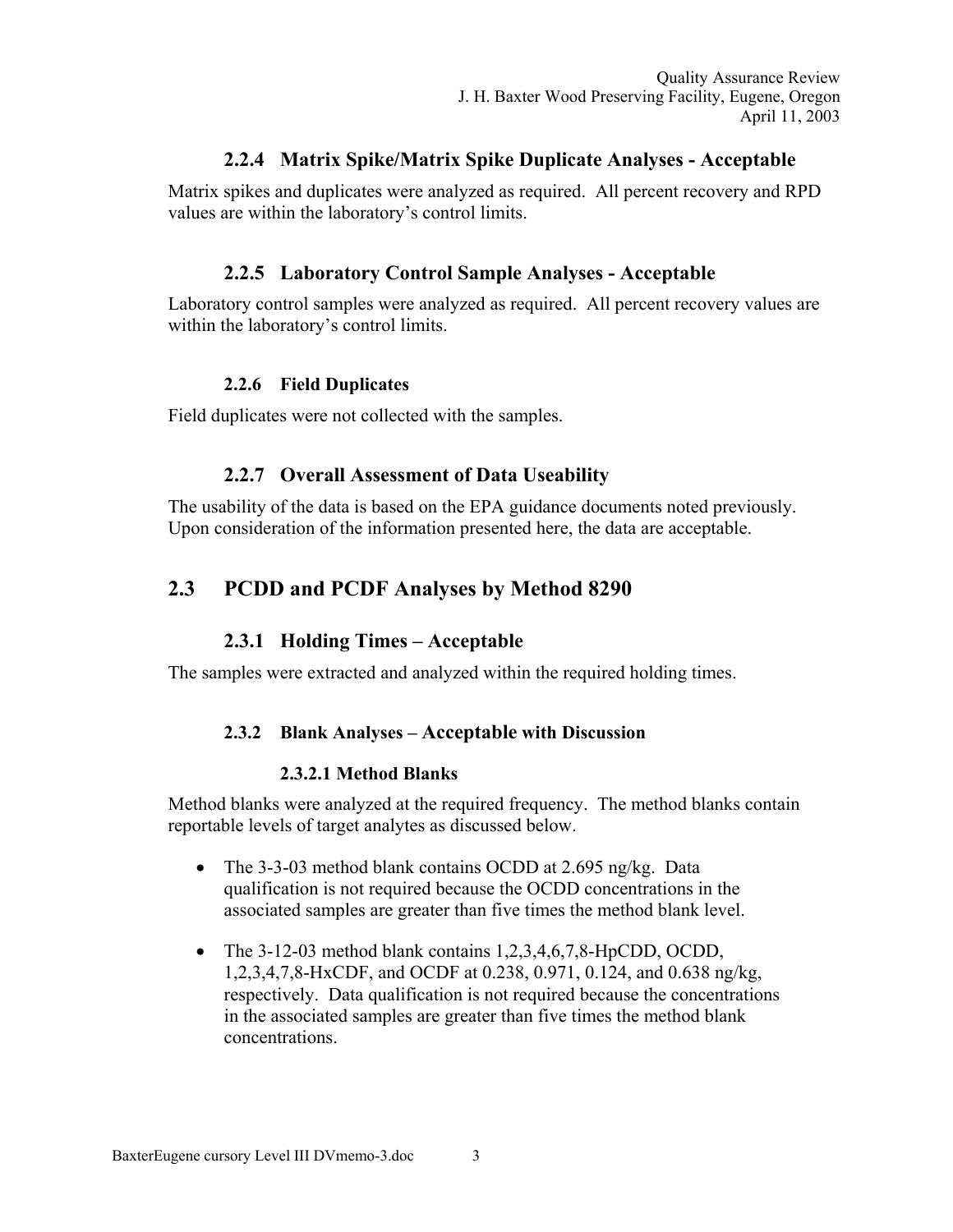### 2.2.4 Matrix Spike/Matrix Spike Duplicate Analyses - Acceptable

Matrix spikes and duplicates were analyzed as required. All percent recovery and RPD values are within the laboratory's control limits.

### 2.2.5 Laboratory Control Sample Analyses - Acceptable

Laboratory control samples were analyzed as required. All percent recovery values are within the laboratory's control limits.

### 2.2.6 Field Duplicates

Field duplicates were not collected with the samples.

### 2.2.7 Overall Assessment of Data Useability

The usability of the data is based on the EPA guidance documents noted previously. Upon consideration of the information presented here, the data are acceptable.

## 2.3 PCDD and PCDF Analyses by Method 8290

### 2.3.1 Holding Times – Acceptable

The samples were extracted and analyzed within the required holding times.

### 2.3.2 Blank Analyses – Acceptable with Discussion

#### 2.3.2.1 Method Blanks

Method blanks were analyzed at the required frequency. The method blanks contain reportable levels of target analytes as discussed below.

- The 3-3-03 method blank contains OCDD at 2.695 ng/kg. Data qualification is not required because the OCDD concentrations in the associated samples are greater than five times the method blank level.

- The 3-12-03 method blank contains 1,2,3,4,6,7,8-HpCDD, OCDD, 1,2,3,4,7,8-HxCDF, and OCDF at 0.238, 0.971, 0.124, and 0.638 ng/kg, respectively. Data qualification is not required because the concentrations in the associated samples are greater than five times the method blank concentrations.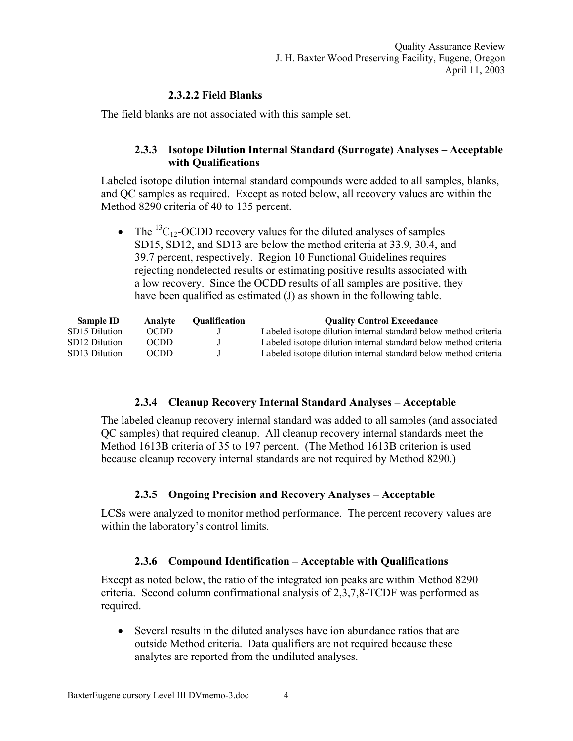#### 2.3.2.2 Field Blanks

The field blanks are not associated with this sample set.

### 2.3.3 Isotope Dilution Internal Standard (Surrogate) Analyses – Acceptable with Qualifications

Labeled isotope dilution internal standard compounds were added to all samples, blanks, and QC samples as required. Except as noted below, all recovery values are within the Method 8290 criteria of 40 to 135 percent.

- The $^{13}C_{12}$-OCDD recovery values for the diluted analyses of samples SD15, SD12, and SD13 are below the method criteria at 33.9, 30.4, and 39.7 percent, respectively. Region 10 Functional Guidelines requires rejecting nondetected results or estimating positive results associated with a low recovery. Since the OCDD results of all samples are positive, they have been qualified as estimated (J) as shown in the following table.

| Sample ID | Analyte | Qualification | Quality Control Exceedance |
|---|---|---|---|
| SD15 Dilution | OCDD | J | Labeled isotope dilution internal standard below method criteria |
| SD12 Dilution | OCDD | J | Labeled isotope dilution internal standard below method criteria |
| SD13 Dilution | OCDD | J | Labeled isotope dilution internal standard below method criteria |

### 2.3.4 Cleanup Recovery Internal Standard Analyses – Acceptable

The labeled cleanup recovery internal standard was added to all samples (and associated QC samples) that required cleanup. All cleanup recovery internal standards meet the Method 1613B criteria of 35 to 197 percent. (The Method 1613B criterion is used because cleanup recovery internal standards are not required by Method 8290.)

### 2.3.5 Ongoing Precision and Recovery Analyses – Acceptable

LCSs were analyzed to monitor method performance. The percent recovery values are within the laboratory's control limits.

### 2.3.6 Compound Identification – Acceptable with Qualifications

Except as noted below, the ratio of the integrated ion peaks are within Method 8290 criteria. Second column confirmational analysis of 2,3,7,8-TCDF was performed as required.

- Several results in the diluted analyses have ion abundance ratios that are outside Method criteria. Data qualifiers are not required because these analytes are reported from the undiluted analyses.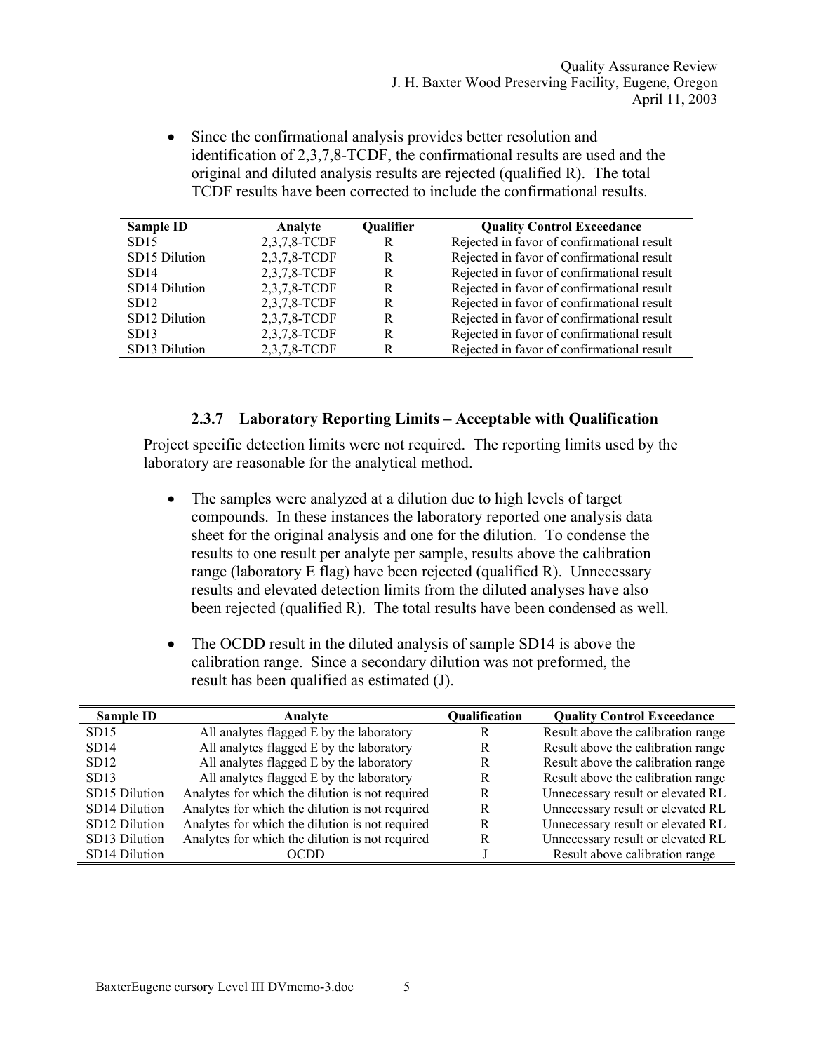- Since the confirmational analysis provides better resolution and identification of 2,3,7,8-TCDF, the confirmational results are used and the original and diluted analysis results are rejected (qualified R). The total TCDF results have been corrected to include the confirmational results.

| Sample ID | Analyte | Qualifier | Quality Control Exceedance |
|---|---|---|---|
| SD15 | 2,3,7,8-TCDF | R | Rejected in favor of confirmational result |
| SD15 Dilution | 2,3,7,8-TCDF | R | Rejected in favor of confirmational result |
| SD14 | 2,3,7,8-TCDF | R | Rejected in favor of confirmational result |
| SD14 Dilution | 2,3,7,8-TCDF | R | Rejected in favor of confirmational result |
| SD12 | 2,3,7,8-TCDF | R | Rejected in favor of confirmational result |
| SD12 Dilution | 2,3,7,8-TCDF | R | Rejected in favor of confirmational result |
| SD13 | 2,3,7,8-TCDF | R | Rejected in favor of confirmational result |
| SD13 Dilution | 2,3,7,8-TCDF | R | Rejected in favor of confirmational result |

### 2.3.7 Laboratory Reporting Limits – Acceptable with Qualification

Project specific detection limits were not required. The reporting limits used by the laboratory are reasonable for the analytical method.

- The samples were analyzed at a dilution due to high levels of target compounds. In these instances the laboratory reported one analysis data sheet for the original analysis and one for the dilution. To condense the results to one result per analyte per sample, results above the calibration range (laboratory E flag) have been rejected (qualified R). Unnecessary results and elevated detection limits from the diluted analyses have also been rejected (qualified R). The total results have been condensed as well.

- The OCDD result in the diluted analysis of sample SD14 is above the calibration range. Since a secondary dilution was not preformed, the result has been qualified as estimated (J).

| Sample ID | Analyte | Qualification | Quality Control Exceedance |
|---|---|---|---|
| SD15 | All analytes flagged E by the laboratory | R | Result above the calibration range |
| SD14 | All analytes flagged E by the laboratory | R | Result above the calibration range |
| SD12 | All analytes flagged E by the laboratory | R | Result above the calibration range |
| SD13 | All analytes flagged E by the laboratory | R | Result above the calibration range |
| SD15 Dilution | Analytes for which the dilution is not required | R | Unnecessary result or elevated RL |
| SD14 Dilution | Analytes for which the dilution is not required | R | Unnecessary result or elevated RL |
| SD12 Dilution | Analytes for which the dilution is not required | R | Unnecessary result or elevated RL |
| SD13 Dilution | Analytes for which the dilution is not required | R | Unnecessary result or elevated RL |
| SD14 Dilution | OCDD | J | Result above calibration range |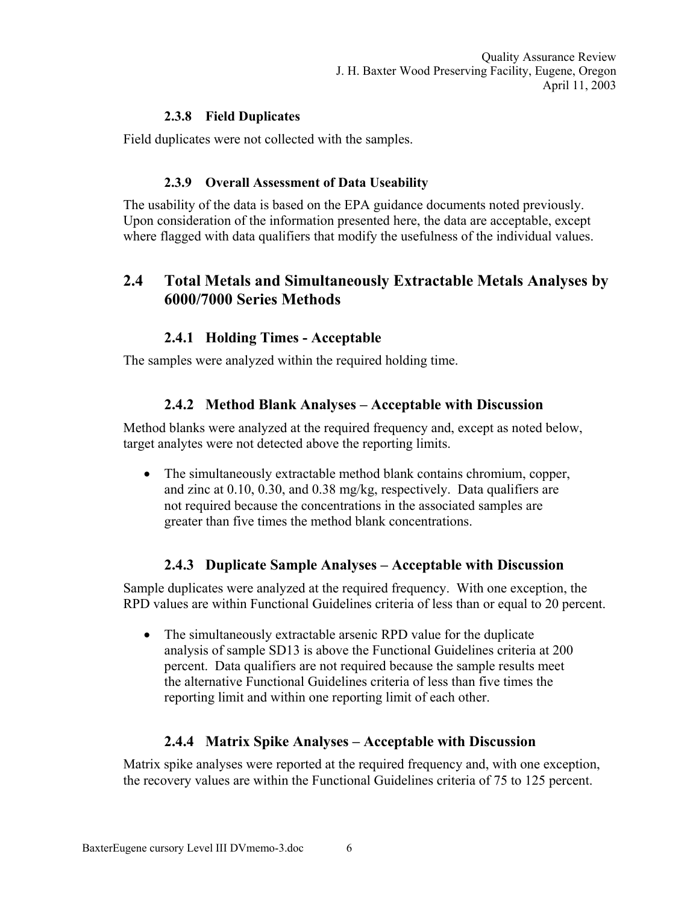#### 2.3.8 Field Duplicates

Field duplicates were not collected with the samples.

#### 2.3.9 Overall Assessment of Data Useability

The usability of the data is based on the EPA guidance documents noted previously. Upon consideration of the information presented here, the data are acceptable, except where flagged with data qualifiers that modify the usefulness of the individual values.

## 2.4 Total Metals and Simultaneously Extractable Metals Analyses by 6000/7000 Series Methods

### 2.4.1 Holding Times - Acceptable

The samples were analyzed within the required holding time.

### 2.4.2 Method Blank Analyses – Acceptable with Discussion

Method blanks were analyzed at the required frequency and, except as noted below, target analytes were not detected above the reporting limits.

- The simultaneously extractable method blank contains chromium, copper, and zinc at 0.10, 0.30, and 0.38 mg/kg, respectively. Data qualifiers are not required because the concentrations in the associated samples are greater than five times the method blank concentrations.

### 2.4.3 Duplicate Sample Analyses – Acceptable with Discussion

Sample duplicates were analyzed at the required frequency. With one exception, the RPD values are within Functional Guidelines criteria of less than or equal to 20 percent.

- The simultaneously extractable arsenic RPD value for the duplicate analysis of sample SD13 is above the Functional Guidelines criteria at 200 percent. Data qualifiers are not required because the sample results meet the alternative Functional Guidelines criteria of less than five times the reporting limit and within one reporting limit of each other.

### 2.4.4 Matrix Spike Analyses – Acceptable with Discussion

Matrix spike analyses were reported at the required frequency and, with one exception, the recovery values are within the Functional Guidelines criteria of 75 to 125 percent.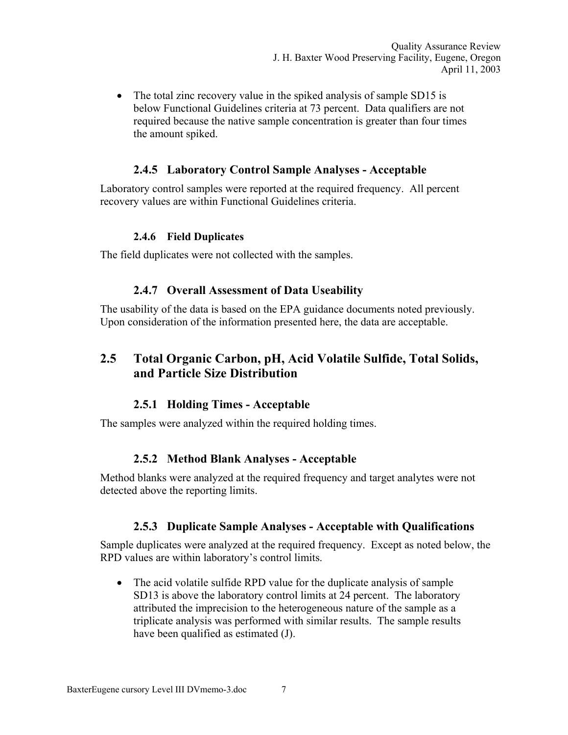- The total zinc recovery value in the spiked analysis of sample SD15 is below Functional Guidelines criteria at 73 percent. Data qualifiers are not required because the native sample concentration is greater than four times the amount spiked.

### 2.4.5 Laboratory Control Sample Analyses - Acceptable

Laboratory control samples were reported at the required frequency. All percent recovery values are within Functional Guidelines criteria.

#### 2.4.6 Field Duplicates

The field duplicates were not collected with the samples.

### 2.4.7 Overall Assessment of Data Useability

The usability of the data is based on the EPA guidance documents noted previously. Upon consideration of the information presented here, the data are acceptable.

## 2.5 Total Organic Carbon, pH, Acid Volatile Sulfide, Total Solids, and Particle Size Distribution

### 2.5.1 Holding Times - Acceptable

The samples were analyzed within the required holding times.

### 2.5.2 Method Blank Analyses - Acceptable

Method blanks were analyzed at the required frequency and target analytes were not detected above the reporting limits.

### 2.5.3 Duplicate Sample Analyses - Acceptable with Qualifications

Sample duplicates were analyzed at the required frequency. Except as noted below, the RPD values are within laboratory's control limits.

- The acid volatile sulfide RPD value for the duplicate analysis of sample SD13 is above the laboratory control limits at 24 percent. The laboratory attributed the imprecision to the heterogeneous nature of the sample as a triplicate analysis was performed with similar results. The sample results have been qualified as estimated (J).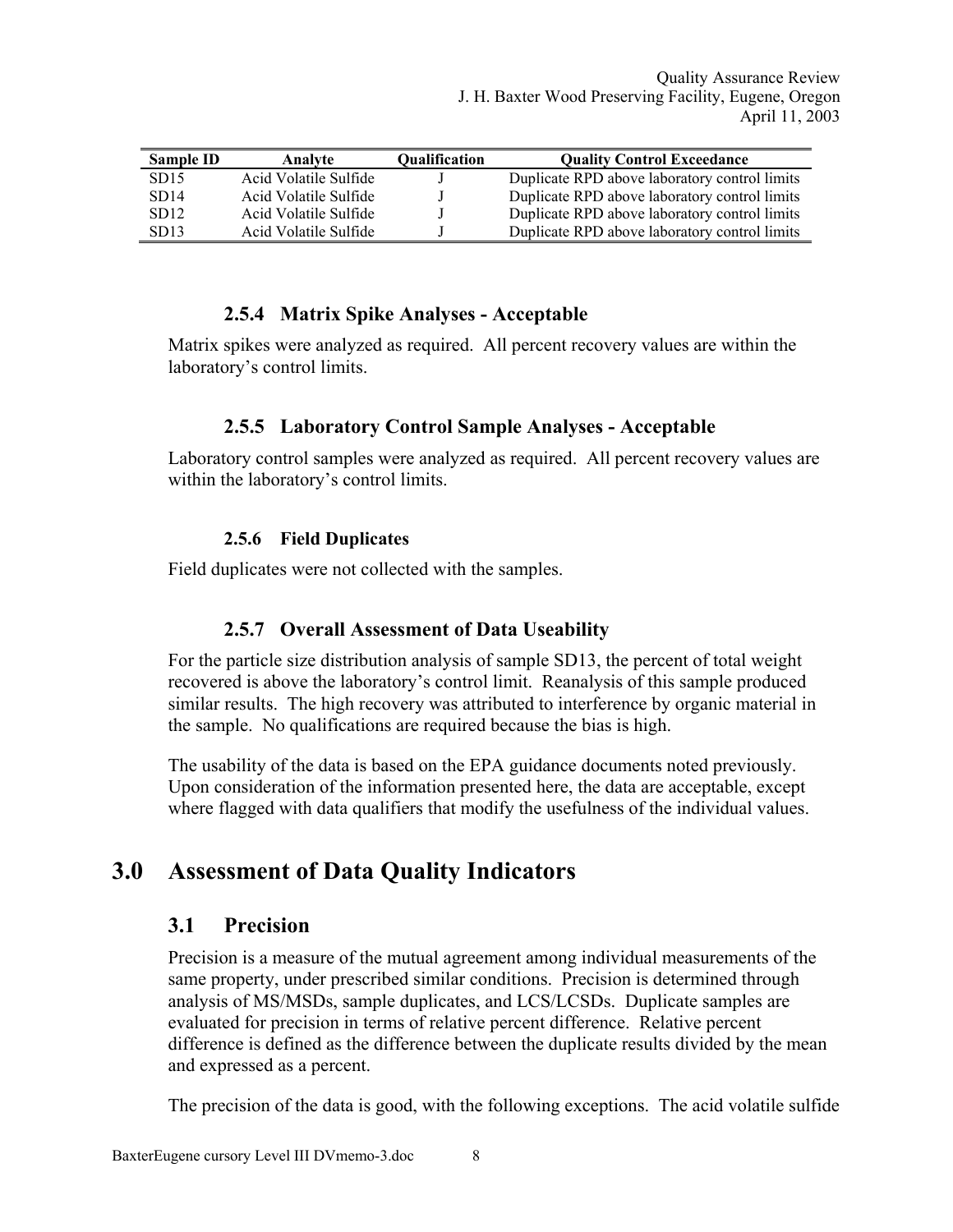| Sample ID | Analyte | Qualification | Quality Control Exceedance |
|---|---|---|---|
| SD15 | Acid Volatile Sulfide | J | Duplicate RPD above laboratory control limits |
| SD14 | Acid Volatile Sulfide | J | Duplicate RPD above laboratory control limits |
| SD12 | Acid Volatile Sulfide | J | Duplicate RPD above laboratory control limits |
| SD13 | Acid Volatile Sulfide | J | Duplicate RPD above laboratory control limits |

### 2.5.4 Matrix Spike Analyses - Acceptable

Matrix spikes were analyzed as required. All percent recovery values are within the laboratory's control limits.

### 2.5.5 Laboratory Control Sample Analyses - Acceptable

Laboratory control samples were analyzed as required. All percent recovery values are within the laboratory's control limits.

### 2.5.6 Field Duplicates

Field duplicates were not collected with the samples.

### 2.5.7 Overall Assessment of Data Useability

For the particle size distribution analysis of sample SD13, the percent of total weight recovered is above the laboratory's control limit. Reanalysis of this sample produced similar results. The high recovery was attributed to interference by organic material in the sample. No qualifications are required because the bias is high.

The usability of the data is based on the EPA guidance documents noted previously. Upon consideration of the information presented here, the data are acceptable, except where flagged with data qualifiers that modify the usefulness of the individual values.

# 3.0 Assessment of Data Quality Indicators

## 3.1 Precision

Precision is a measure of the mutual agreement among individual measurements of the same property, under prescribed similar conditions. Precision is determined through analysis of MS/MSDs, sample duplicates, and LCS/LCSDs. Duplicate samples are evaluated for precision in terms of relative percent difference. Relative percent difference is defined as the difference between the duplicate results divided by the mean and expressed as a percent.

The precision of the data is good, with the following exceptions. The acid volatile sulfide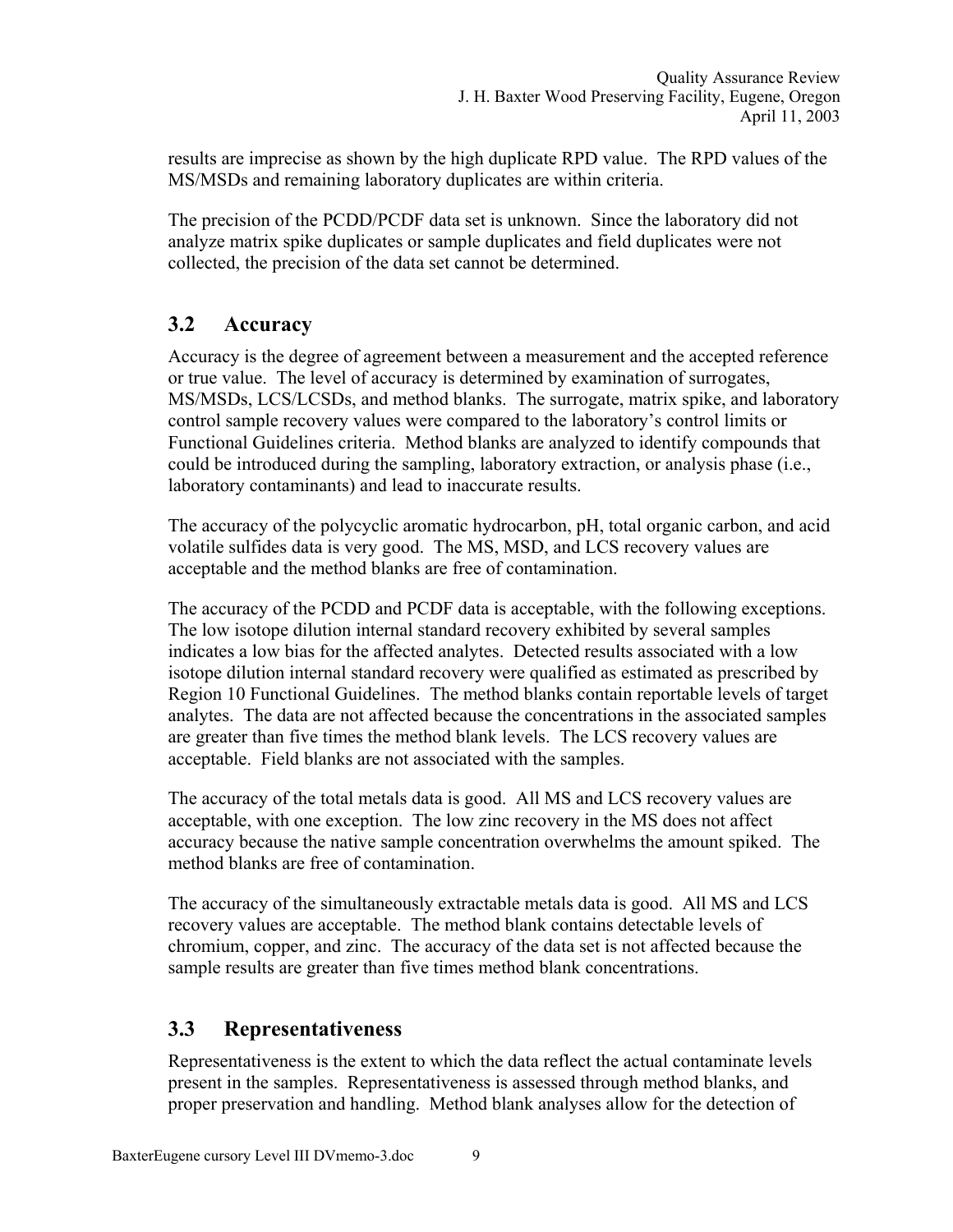results are imprecise as shown by the high duplicate RPD value. The RPD values of the MS/MSDs and remaining laboratory duplicates are within criteria.

The precision of the PCDD/PCDF data set is unknown. Since the laboratory did not analyze matrix spike duplicates or sample duplicates and field duplicates were not collected, the precision of the data set cannot be determined.

## 3.2 Accuracy

Accuracy is the degree of agreement between a measurement and the accepted reference or true value. The level of accuracy is determined by examination of surrogates, MS/MSDs, LCS/LCSDs, and method blanks. The surrogate, matrix spike, and laboratory control sample recovery values were compared to the laboratory's control limits or Functional Guidelines criteria. Method blanks are analyzed to identify compounds that could be introduced during the sampling, laboratory extraction, or analysis phase (i.e., laboratory contaminants) and lead to inaccurate results.

The accuracy of the polycyclic aromatic hydrocarbon, pH, total organic carbon, and acid volatile sulfides data is very good. The MS, MSD, and LCS recovery values are acceptable and the method blanks are free of contamination.

The accuracy of the PCDD and PCDF data is acceptable, with the following exceptions. The low isotope dilution internal standard recovery exhibited by several samples indicates a low bias for the affected analytes. Detected results associated with a low isotope dilution internal standard recovery were qualified as estimated as prescribed by Region 10 Functional Guidelines. The method blanks contain reportable levels of target analytes. The data are not affected because the concentrations in the associated samples are greater than five times the method blank levels. The LCS recovery values are acceptable. Field blanks are not associated with the samples.

The accuracy of the total metals data is good. All MS and LCS recovery values are acceptable, with one exception. The low zinc recovery in the MS does not affect accuracy because the native sample concentration overwhelms the amount spiked. The method blanks are free of contamination.

The accuracy of the simultaneously extractable metals data is good. All MS and LCS recovery values are acceptable. The method blank contains detectable levels of chromium, copper, and zinc. The accuracy of the data set is not affected because the sample results are greater than five times method blank concentrations.

## 3.3 Representativeness

Representativeness is the extent to which the data reflect the actual contaminate levels present in the samples. Representativeness is assessed through method blanks, and proper preservation and handling. Method blank analyses allow for the detection of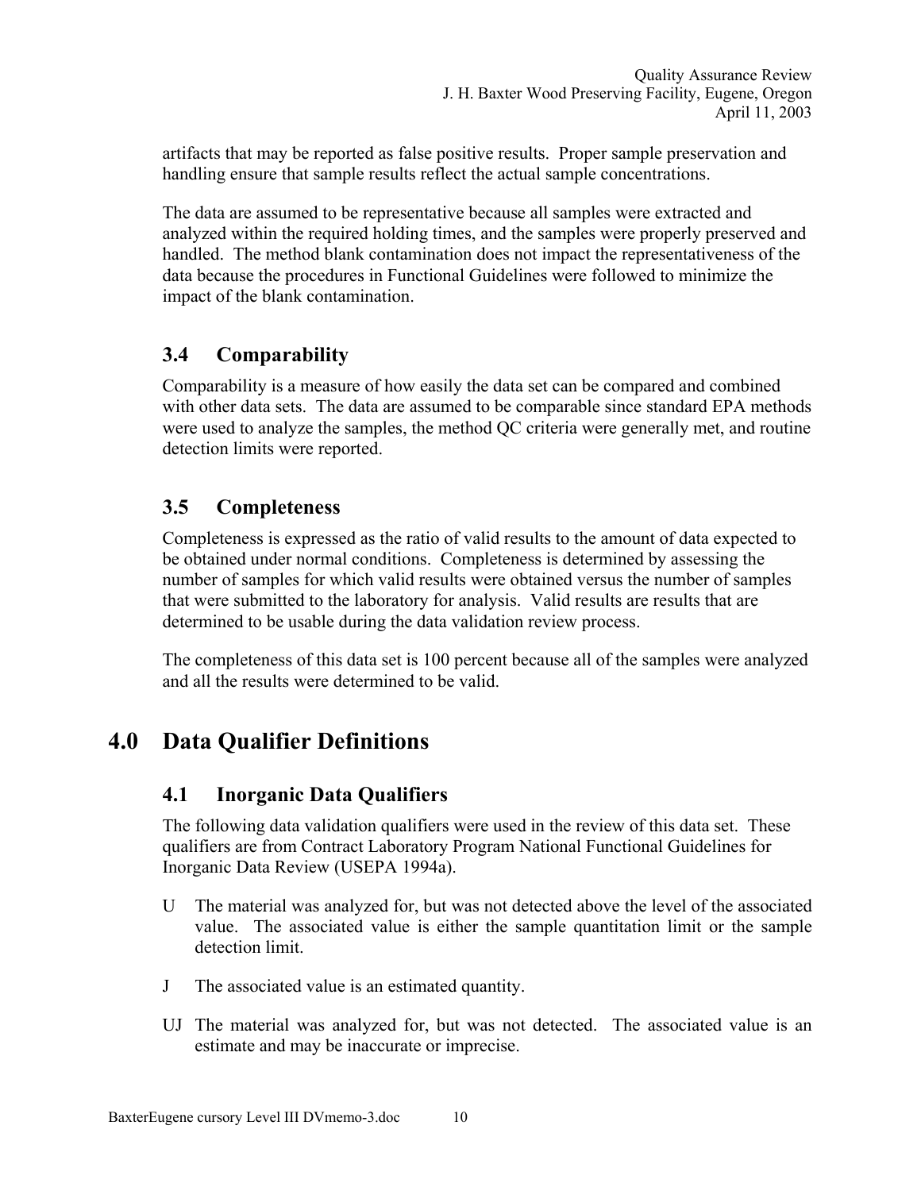artifacts that may be reported as false positive results. Proper sample preservation and handling ensure that sample results reflect the actual sample concentrations.

The data are assumed to be representative because all samples were extracted and analyzed within the required holding times, and the samples were properly preserved and handled. The method blank contamination does not impact the representativeness of the data because the procedures in Functional Guidelines were followed to minimize the impact of the blank contamination.

## 3.4 Comparability

Comparability is a measure of how easily the data set can be compared and combined with other data sets. The data are assumed to be comparable since standard EPA methods were used to analyze the samples, the method QC criteria were generally met, and routine detection limits were reported.

## 3.5 Completeness

Completeness is expressed as the ratio of valid results to the amount of data expected to be obtained under normal conditions. Completeness is determined by assessing the number of samples for which valid results were obtained versus the number of samples that were submitted to the laboratory for analysis. Valid results are results that are determined to be usable during the data validation review process.

The completeness of this data set is 100 percent because all of the samples were analyzed and all the results were determined to be valid.

# 4.0 Data Qualifier Definitions

## 4.1 Inorganic Data Qualifiers

The following data validation qualifiers were used in the review of this data set. These qualifiers are from Contract Laboratory Program National Functional Guidelines for Inorganic Data Review (USEPA 1994a).

U The material was analyzed for, but was not detected above the level of the associated value. The associated value is either the sample quantitation limit or the sample detection limit.

J The associated value is an estimated quantity.

UJ The material was analyzed for, but was not detected. The associated value is an estimate and may be inaccurate or imprecise.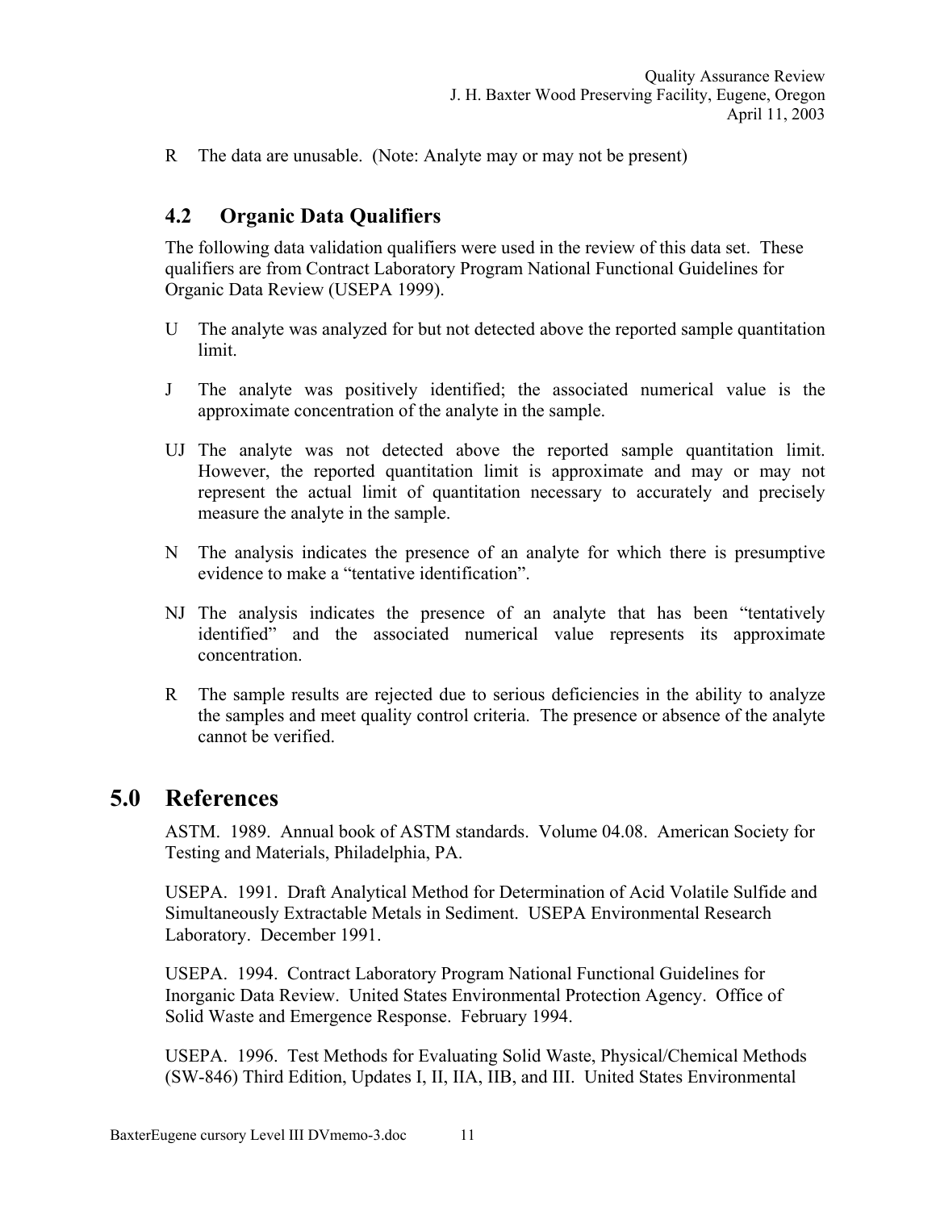R The data are unusable. (Note: Analyte may or may not be present)

### 4.2 Organic Data Qualifiers

The following data validation qualifiers were used in the review of this data set. These qualifiers are from Contract Laboratory Program National Functional Guidelines for Organic Data Review (USEPA 1999).

U The analyte was analyzed for but not detected above the reported sample quantitation limit.

J The analyte was positively identified; the associated numerical value is the approximate concentration of the analyte in the sample.

UJ The analyte was not detected above the reported sample quantitation limit. However, the reported quantitation limit is approximate and may or may not represent the actual limit of quantitation necessary to accurately and precisely measure the analyte in the sample.

N The analysis indicates the presence of an analyte for which there is presumptive evidence to make a "tentative identification".

NJ The analysis indicates the presence of an analyte that has been "tentatively identified" and the associated numerical value represents its approximate concentration.

R The sample results are rejected due to serious deficiencies in the ability to analyze the samples and meet quality control criteria. The presence or absence of the analyte cannot be verified.

## 5.0 References

ASTM. 1989. Annual book of ASTM standards. Volume 04.08. American Society for Testing and Materials, Philadelphia, PA.

USEPA. 1991. Draft Analytical Method for Determination of Acid Volatile Sulfide and Simultaneously Extractable Metals in Sediment. USEPA Environmental Research Laboratory. December 1991.

USEPA. 1994. Contract Laboratory Program National Functional Guidelines for Inorganic Data Review. United States Environmental Protection Agency. Office of Solid Waste and Emergence Response. February 1994.

USEPA. 1996. Test Methods for Evaluating Solid Waste, Physical/Chemical Methods (SW-846) Third Edition, Updates I, II, IIA, IIB, and III. United States Environmental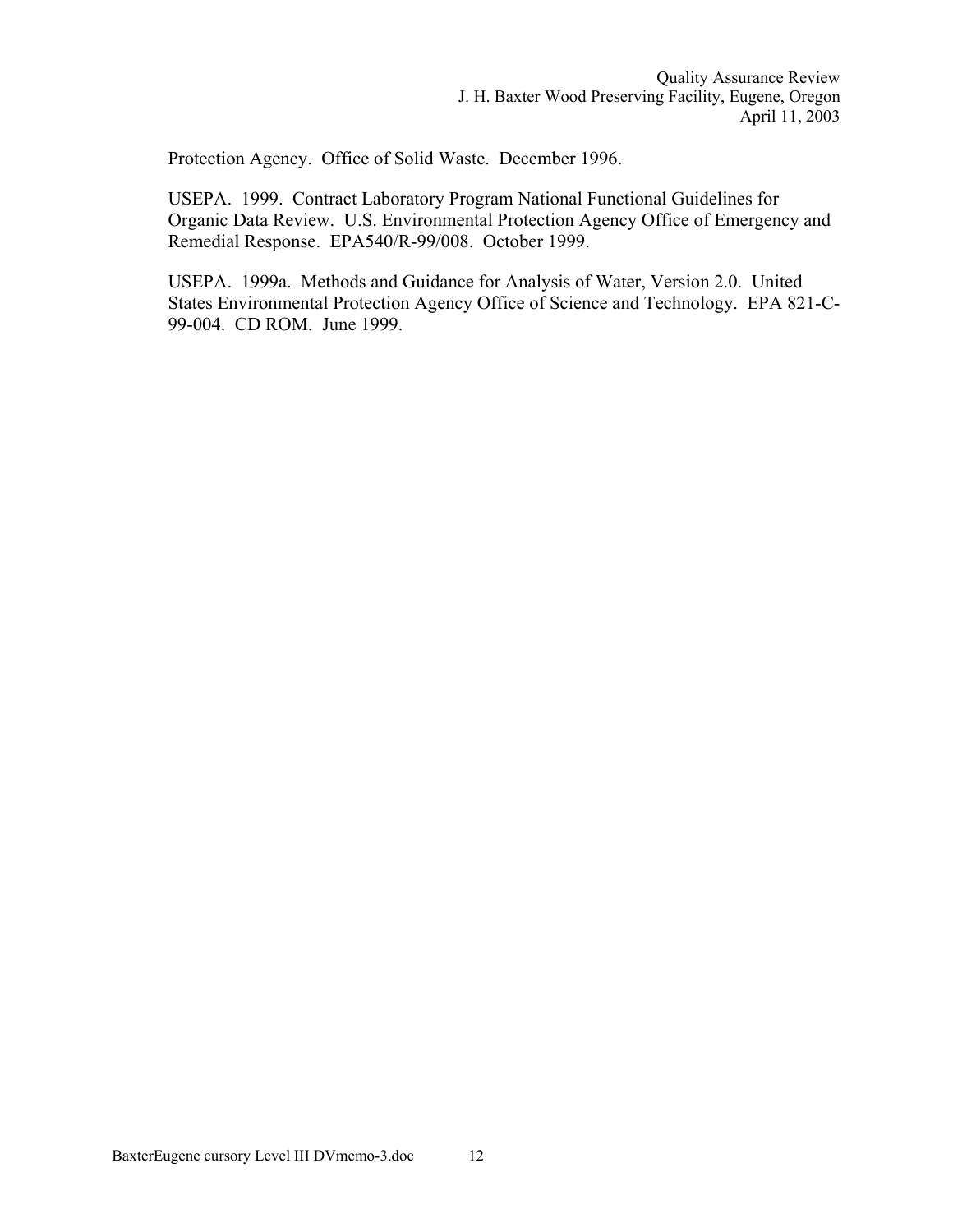Protection Agency. Office of Solid Waste. December 1996.

USEPA. 1999. Contract Laboratory Program National Functional Guidelines for Organic Data Review. U.S. Environmental Protection Agency Office of Emergency and Remedial Response. EPA540/R-99/008. October 1999.

USEPA. 1999a. Methods and Guidance for Analysis of Water, Version 2.0. United States Environmental Protection Agency Office of Science and Technology. EPA 821-C-99-004. CD ROM. June 1999.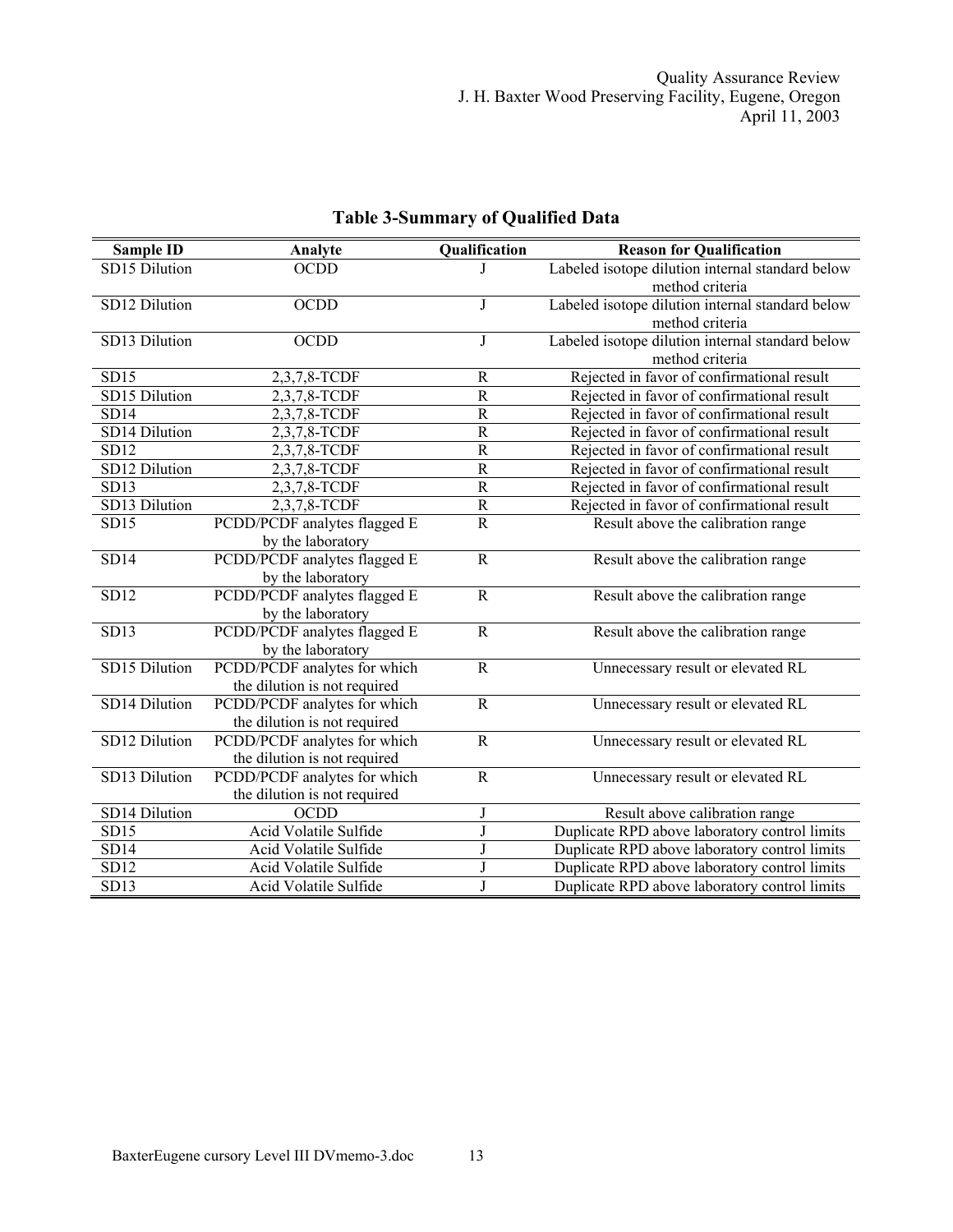## Table 3-Summary of Qualified Data

| Sample ID | Analyte | Qualification | Reason for Qualification |
|---|---|---|---|
| SD15 Dilution | OCDD | J | Labeled isotope dilution internal standard below method criteria |
| SD12 Dilution | OCDD | J | Labeled isotope dilution internal standard below method criteria |
| SD13 Dilution | OCDD | J | Labeled isotope dilution internal standard below method criteria |
| SD15 | 2,3,7,8-TCDF | R | Rejected in favor of confirmational result |
| SD15 Dilution | 2,3,7,8-TCDF | R | Rejected in favor of confirmational result |
| SD14 | 2,3,7,8-TCDF | R | Rejected in favor of confirmational result |
| SD14 Dilution | 2,3,7,8-TCDF | R | Rejected in favor of confirmational result |
| SD12 | 2,3,7,8-TCDF | R | Rejected in favor of confirmational result |
| SD12 Dilution | 2,3,7,8-TCDF | R | Rejected in favor of confirmational result |
| SD13 | 2,3,7,8-TCDF | R | Rejected in favor of confirmational result |
| SD13 Dilution | 2,3,7,8-TCDF | R | Rejected in favor of confirmational result |
| SD15 | PCDD/PCDF analytes flagged E by the laboratory | R | Result above the calibration range |
| SD14 | PCDD/PCDF analytes flagged E by the laboratory | R | Result above the calibration range |
| SD12 | PCDD/PCDF analytes flagged E by the laboratory | R | Result above the calibration range |
| SD13 | PCDD/PCDF analytes flagged E by the laboratory | R | Result above the calibration range |
| SD15 Dilution | PCDD/PCDF analytes for which the dilution is not required | R | Unnecessary result or elevated RL |
| SD14 Dilution | PCDD/PCDF analytes for which the dilution is not required | R | Unnecessary result or elevated RL |
| SD12 Dilution | PCDD/PCDF analytes for which the dilution is not required | R | Unnecessary result or elevated RL |
| SD13 Dilution | PCDD/PCDF analytes for which the dilution is not required | R | Unnecessary result or elevated RL |
| SD14 Dilution | OCDD | J | Result above calibration range |
| SD15 | Acid Volatile Sulfide | J | Duplicate RPD above laboratory control limits |
| SD14 | Acid Volatile Sulfide | J | Duplicate RPD above laboratory control limits |
| SD12 | Acid Volatile Sulfide | J | Duplicate RPD above laboratory control limits |
| SD13 | Acid Volatile Sulfide | J | Duplicate RPD above laboratory control limits |